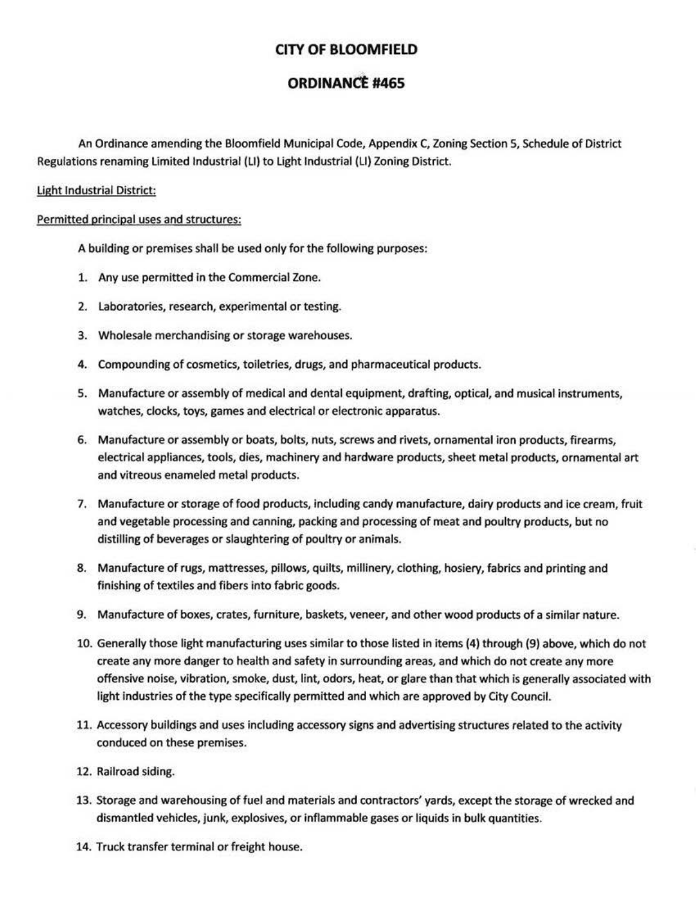# CITY OF BLOOMFIELD

## ORDINANCE #465

An Ordinance amending the Bloomfield Municipal Code, Appendix C, Zoning Section 5, Schedule of District Regulations renaming Limited Industrial (LI) to Light Industrial (LI) Zoning District.

Light Industrial District:

Permitted principal uses and structures:

A building or premises shall be used only for the following purposes:

1. Any use permitted in the Commercial Zone.
2. Laboratories, research, experimental or testing.
3. Wholesale merchandising or storage warehouses.
4. Compounding of cosmetics, toiletries, drugs, and pharmaceutical products.
5. Manufacture or assembly of medical and dental equipment, drafting, optical, and musical instruments, watches, clocks, toys, games and electrical or electronic apparatus.
6. Manufacture or assembly or boats, bolts, nuts, screws and rivets, ornamental iron products, firearms, electrical appliances, tools, dies, machinery and hardware products, sheet metal products, ornamental art and vitreous enameled metal products.
7. Manufacture or storage of food products, including candy manufacture, dairy products and ice cream, fruit and vegetable processing and canning, packing and processing of meat and poultry products, but no distilling of beverages or slaughtering of poultry or animals.
8. Manufacture of rugs, mattresses, pillows, quilts, millinery, clothing, hosiery, fabrics and printing and finishing of textiles and fibers into fabric goods.
9. Manufacture of boxes, crates, furniture, baskets, veneer, and other wood products of a similar nature.
10. Generally those light manufacturing uses similar to those listed in items (4) through (9) above, which do not create any more danger to health and safety in surrounding areas, and which do not create any more offensive noise, vibration, smoke, dust, lint, odors, heat, or glare than that which is generally associated with light industries of the type specifically permitted and which are approved by City Council.
11. Accessory buildings and uses including accessory signs and advertising structures related to the activity conduced on these premises.
12. Railroad siding.
13. Storage and warehousing of fuel and materials and contractors' yards, except the storage of wrecked and dismantled vehicles, junk, explosives, or inflammable gases or liquids in bulk quantities.
14. Truck transfer terminal or freight house.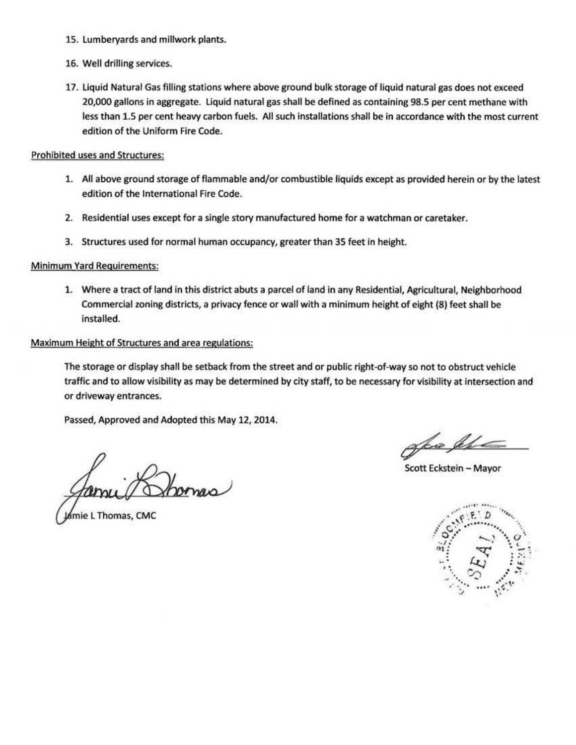15. Lumberyards and millwork plants.

16. Well drilling services.

17. Liquid Natural Gas filling stations where above ground bulk storage of liquid natural gas does not exceed 20,000 gallons in aggregate. Liquid natural gas shall be defined as containing 98.5 per cent methane with less than 1.5 per cent heavy carbon fuels. All such installations shall be in accordance with the most current edition of the Uniform Fire Code.

Prohibited uses and Structures:

1. All above ground storage of flammable and/or combustible liquids except as provided herein or by the latest edition of the International Fire Code.

2. Residential uses except for a single story manufactured home for a watchman or caretaker.

3. Structures used for normal human occupancy, greater than 35 feet in height.

Minimum Yard Requirements:

1. Where a tract of land in this district abuts a parcel of land in any Residential, Agricultural, Neighborhood Commercial zoning districts, a privacy fence or wall with a minimum height of eight (8) feet shall be installed.

Maximum Height of Structures and area regulations:

The storage or display shall be setback from the street and or public right-of-way so not to obstruct vehicle traffic and to allow visibility as may be determined by city staff, to be necessary for visibility at intersection and or driveway entrances.

Passed, Approved and Adopted this May 12, 2014.

Jamie L Thomas, CMC

Scott Eckstein – Mayor

SEAL